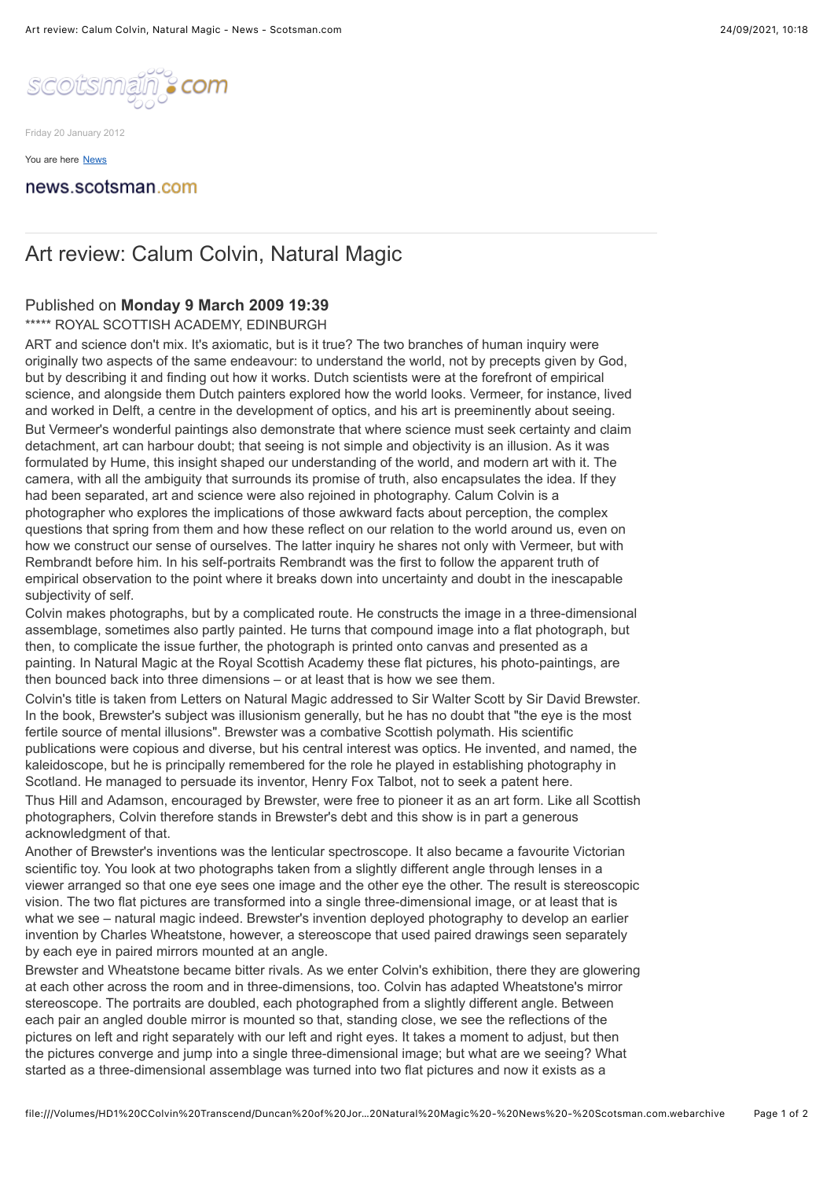Friday 20 January 2012

You are here News

news.scotsman.com

# Art review: Calum Colvin, Natural Magic

Published on **Monday 9 March 2009 19:39**

***** ROYAL SCOTTISH ACADEMY, EDINBURGH

ART and science don't mix. It's axiomatic, but is it true? The two branches of human inquiry were originally two aspects of the same endeavour: to understand the world, not by precepts given by God, but by describing it and finding out how it works. Dutch scientists were at the forefront of empirical science, and alongside them Dutch painters explored how the world looks. Vermeer, for instance, lived and worked in Delft, a centre in the development of optics, and his art is preeminently about seeing.

But Vermeer's wonderful paintings also demonstrate that where science must seek certainty and claim detachment, art can harbour doubt; that seeing is not simple and objectivity is an illusion. As it was formulated by Hume, this insight shaped our understanding of the world, and modern art with it. The camera, with all the ambiguity that surrounds its promise of truth, also encapsulates the idea. If they had been separated, art and science were also rejoined in photography. Calum Colvin is a photographer who explores the implications of those awkward facts about perception, the complex questions that spring from them and how these reflect on our relation to the world around us, even on how we construct our sense of ourselves. The latter inquiry he shares not only with Vermeer, but with Rembrandt before him. In his self-portraits Rembrandt was the first to follow the apparent truth of empirical observation to the point where it breaks down into uncertainty and doubt in the inescapable subjectivity of self.

Colvin makes photographs, but by a complicated route. He constructs the image in a three-dimensional assemblage, sometimes also partly painted. He turns that compound image into a flat photograph, but then, to complicate the issue further, the photograph is printed onto canvas and presented as a painting. In Natural Magic at the Royal Scottish Academy these flat pictures, his photo-paintings, are then bounced back into three dimensions – or at least that is how we see them.

Colvin's title is taken from Letters on Natural Magic addressed to Sir Walter Scott by Sir David Brewster. In the book, Brewster's subject was illusionism generally, but he has no doubt that "the eye is the most fertile source of mental illusions". Brewster was a combative Scottish polymath. His scientific publications were copious and diverse, but his central interest was optics. He invented, and named, the kaleidoscope, but he is principally remembered for the role he played in establishing photography in Scotland. He managed to persuade its inventor, Henry Fox Talbot, not to seek a patent here.

Thus Hill and Adamson, encouraged by Brewster, were free to pioneer it as an art form. Like all Scottish photographers, Colvin therefore stands in Brewster's debt and this show is in part a generous acknowledgment of that.

Another of Brewster's inventions was the lenticular spectroscope. It also became a favourite Victorian scientific toy. You look at two photographs taken from a slightly different angle through lenses in a viewer arranged so that one eye sees one image and the other eye the other. The result is stereoscopic vision. The two flat pictures are transformed into a single three-dimensional image, or at least that is what we see – natural magic indeed. Brewster's invention deployed photography to develop an earlier invention by Charles Wheatstone, however, a stereoscope that used paired drawings seen separately by each eye in paired mirrors mounted at an angle.

Brewster and Wheatstone became bitter rivals. As we enter Colvin's exhibition, there they are glowering at each other across the room and in three-dimensions, too. Colvin has adapted Wheatstone's mirror stereoscope. The portraits are doubled, each photographed from a slightly different angle. Between each pair an angled double mirror is mounted so that, standing close, we see the reflections of the pictures on left and right separately with our left and right eyes. It takes a moment to adjust, but then the pictures converge and jump into a single three-dimensional image; but what are we seeing? What started as a three-dimensional assemblage was turned into two flat pictures and now it exists as a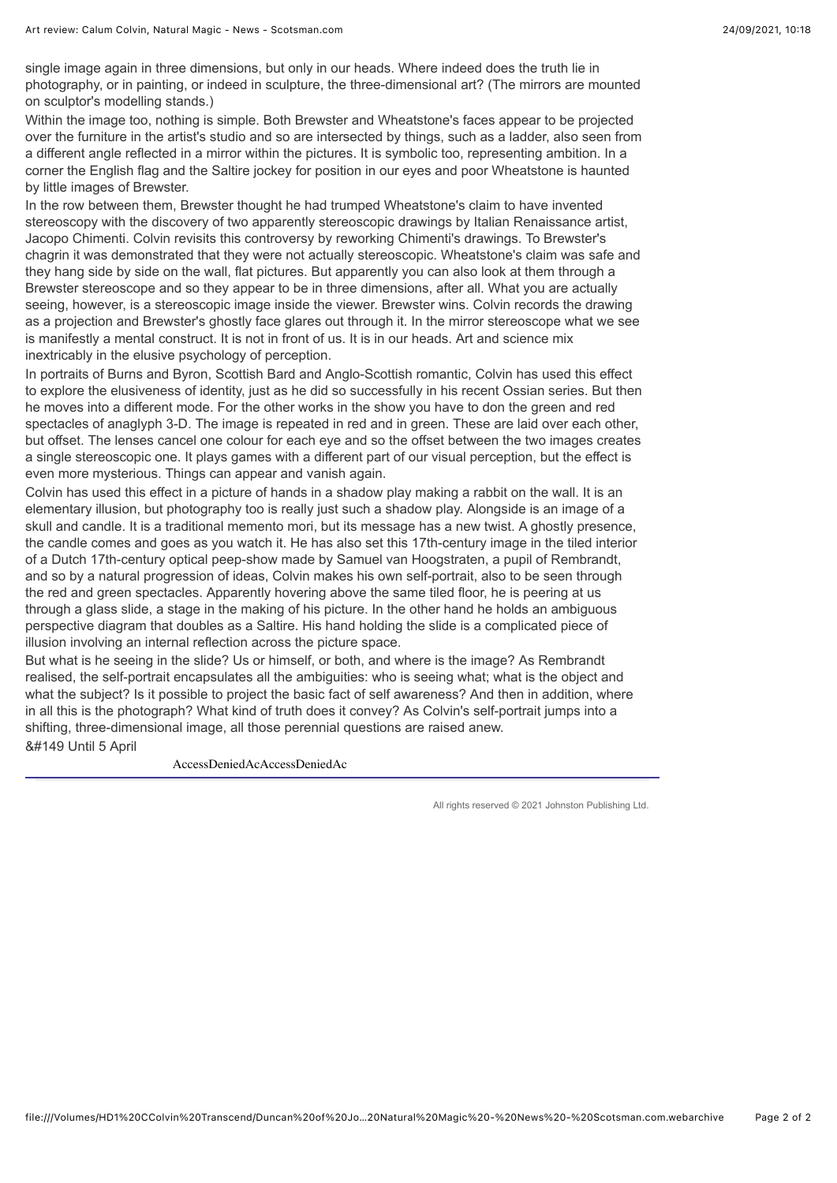single image again in three dimensions, but only in our heads. Where indeed does the truth lie in photography, or in painting, or indeed in sculpture, the three-dimensional art? (The mirrors are mounted on sculptor's modelling stands.)

Within the image too, nothing is simple. Both Brewster and Wheatstone's faces appear to be projected over the furniture in the artist's studio and so are intersected by things, such as a ladder, also seen from a different angle reflected in a mirror within the pictures. It is symbolic too, representing ambition. In a corner the English flag and the Saltire jockey for position in our eyes and poor Wheatstone is haunted by little images of Brewster.

In the row between them, Brewster thought he had trumped Wheatstone's claim to have invented stereoscopy with the discovery of two apparently stereoscopic drawings by Italian Renaissance artist, Jacopo Chimenti. Colvin revisits this controversy by reworking Chimenti's drawings. To Brewster's chagrin it was demonstrated that they were not actually stereoscopic. Wheatstone's claim was safe and they hang side by side on the wall, flat pictures. But apparently you can also look at them through a Brewster stereoscope and so they appear to be in three dimensions, after all. What you are actually seeing, however, is a stereoscopic image inside the viewer. Brewster wins. Colvin records the drawing as a projection and Brewster's ghostly face glares out through it. In the mirror stereoscope what we see is manifestly a mental construct. It is not in front of us. It is in our heads. Art and science mix inextricably in the elusive psychology of perception.

In portraits of Burns and Byron, Scottish Bard and Anglo-Scottish romantic, Colvin has used this effect to explore the elusiveness of identity, just as he did so successfully in his recent Ossian series. But then he moves into a different mode. For the other works in the show you have to don the green and red spectacles of anaglyph 3-D. The image is repeated in red and in green. These are laid over each other, but offset. The lenses cancel one colour for each eye and so the offset between the two images creates a single stereoscopic one. It plays games with a different part of our visual perception, but the effect is even more mysterious. Things can appear and vanish again.

Colvin has used this effect in a picture of hands in a shadow play making a rabbit on the wall. It is an elementary illusion, but photography too is really just such a shadow play. Alongside is an image of a skull and candle. It is a traditional memento mori, but its message has a new twist. A ghostly presence, the candle comes and goes as you watch it. He has also set this 17th-century image in the tiled interior of a Dutch 17th-century optical peep-show made by Samuel van Hoogstraten, a pupil of Rembrandt, and so by a natural progression of ideas, Colvin makes his own self-portrait, also to be seen through the red and green spectacles. Apparently hovering above the same tiled floor, he is peering at us through a glass slide, a stage in the making of his picture. In the other hand he holds an ambiguous perspective diagram that doubles as a Saltire. His hand holding the slide is a complicated piece of illusion involving an internal reflection across the picture space.

But what is he seeing in the slide? Us or himself, or both, and where is the image? As Rembrandt realised, the self-portrait encapsulates all the ambiguities: who is seeing what; what is the object and what the subject? Is it possible to project the basic fact of self awareness? And then in addition, where in all this is the photograph? What kind of truth does it convey? As Colvin's self-portrait jumps into a shifting, three-dimensional image, all those perennial questions are raised anew.

&#149 Until 5 April

AccessDeniedAcAccessDeniedAc

All rights reserved © 2021 Johnston Publishing Ltd.